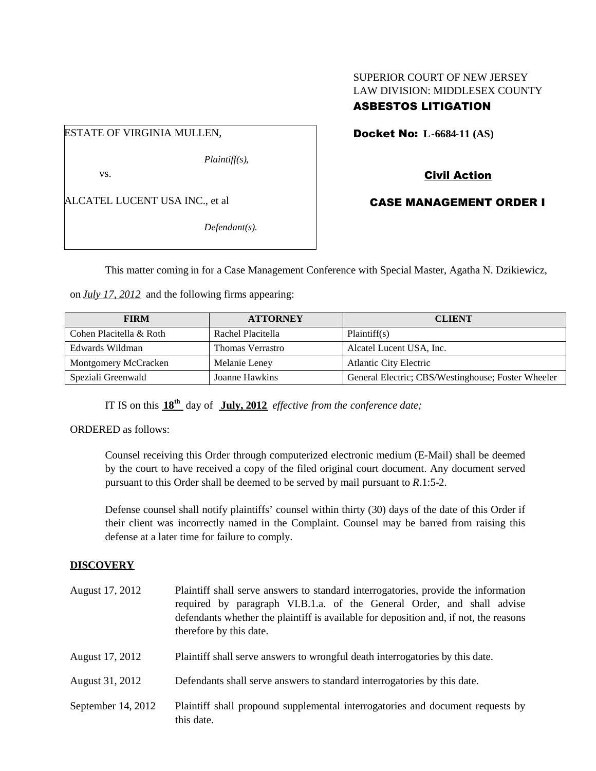SUPERIOR COURT OF NEW JERSEY
LAW DIVISION: MIDDLESEX COUNTY

**ASBESTOS LITIGATION**

ESTATE OF VIRGINIA MULLEN,

*Plaintiff(s),*

vs.

ALCATEL LUCENT USA INC., et al

*Defendant(s).*

**Docket No: L-6684-11 (AS)**

**Civil Action**

**CASE MANAGEMENT ORDER I**

This matter coming in for a Case Management Conference with Special Master, Agatha N. Dzikiewicz, on *July 17, 2012* and the following firms appearing:

| FIRM | ATTORNEY | CLIENT |
|---|---|---|
| Cohen Placitella & Roth | Rachel Placitella | Plaintiff(s) |
| Edwards Wildman | Thomas Verrastro | Alcatel Lucent USA, Inc. |
| Montgomery McCracken | Melanie Leney | Atlantic City Electric |
| Speziali Greenwald | Joanne Hawkins | General Electric; CBS/Westinghouse; Foster Wheeler |

IT IS on this **18th** day of **July, 2012** *effective from the conference date;*

ORDERED as follows:

Counsel receiving this Order through computerized electronic medium (E-Mail) shall be deemed by the court to have received a copy of the filed original court document. Any document served pursuant to this Order shall be deemed to be served by mail pursuant to *R*.1:5-2.

Defense counsel shall notify plaintiffs' counsel within thirty (30) days of the date of this Order if their client was incorrectly named in the Complaint. Counsel may be barred from raising this defense at a later time for failure to comply.

**DISCOVERY**

August 17, 2012 — Plaintiff shall serve answers to standard interrogatories, provide the information required by paragraph VI.B.1.a. of the General Order, and shall advise defendants whether the plaintiff is available for deposition and, if not, the reasons therefore by this date.

August 17, 2012 — Plaintiff shall serve answers to wrongful death interrogatories by this date.

August 31, 2012 — Defendants shall serve answers to standard interrogatories by this date.

September 14, 2012 — Plaintiff shall propound supplemental interrogatories and document requests by this date.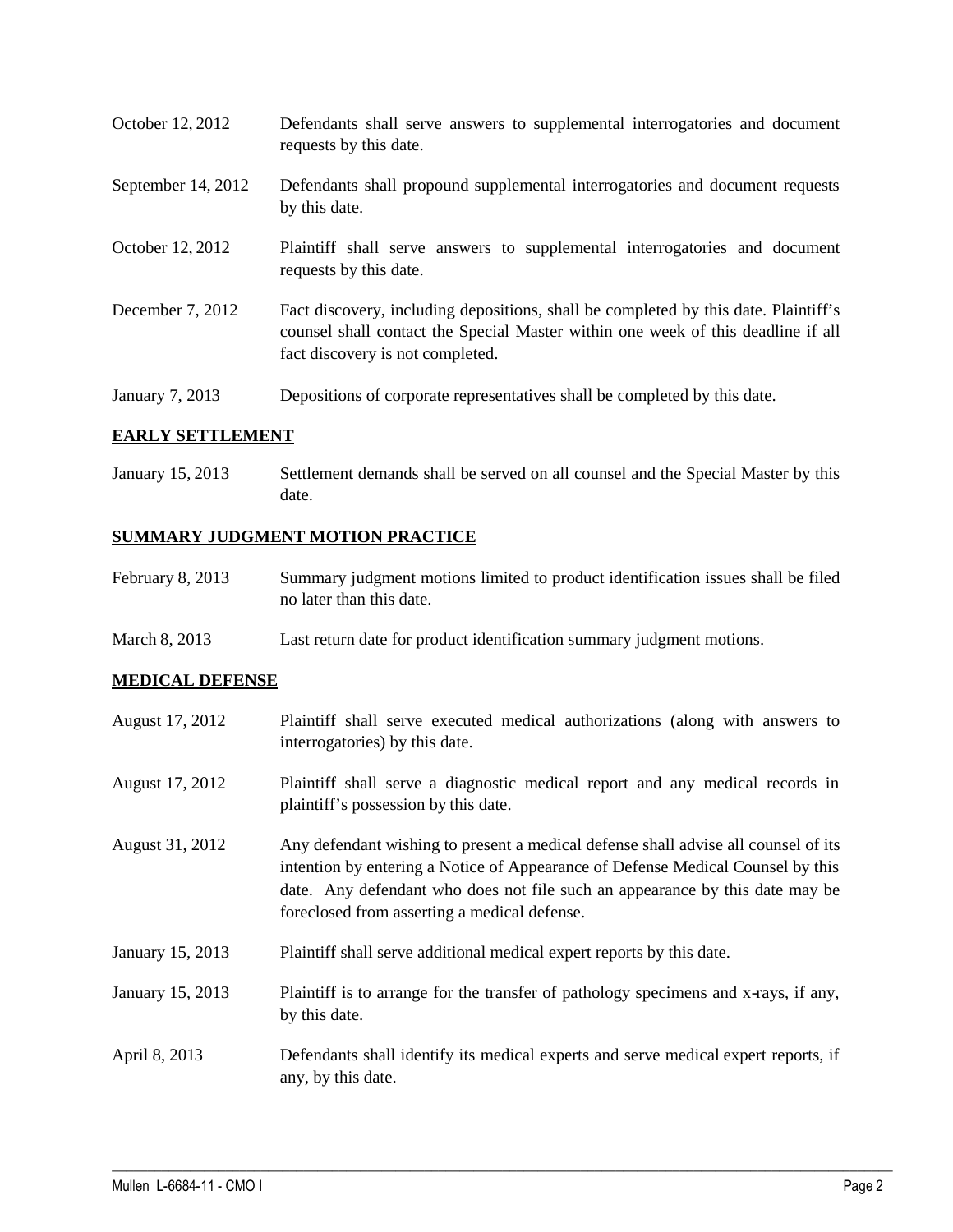| | |
|---|---|
| October 12, 2012 | Defendants shall serve answers to supplemental interrogatories and document requests by this date. |
| September 14, 2012 | Defendants shall propound supplemental interrogatories and document requests by this date. |
| October 12, 2012 | Plaintiff shall serve answers to supplemental interrogatories and document requests by this date. |
| December 7, 2012 | Fact discovery, including depositions, shall be completed by this date. Plaintiff's counsel shall contact the Special Master within one week of this deadline if all fact discovery is not completed. |
| January 7, 2013 | Depositions of corporate representatives shall be completed by this date. |

**EARLY SETTLEMENT**

| | |
|---|---|
| January 15, 2013 | Settlement demands shall be served on all counsel and the Special Master by this date. |

**SUMMARY JUDGMENT MOTION PRACTICE**

| | |
|---|---|
| February 8, 2013 | Summary judgment motions limited to product identification issues shall be filed no later than this date. |
| March 8, 2013 | Last return date for product identification summary judgment motions. |

**MEDICAL DEFENSE**

| | |
|---|---|
| August 17, 2012 | Plaintiff shall serve executed medical authorizations (along with answers to interrogatories) by this date. |
| August 17, 2012 | Plaintiff shall serve a diagnostic medical report and any medical records in plaintiff's possession by this date. |
| August 31, 2012 | Any defendant wishing to present a medical defense shall advise all counsel of its intention by entering a Notice of Appearance of Defense Medical Counsel by this date. Any defendant who does not file such an appearance by this date may be foreclosed from asserting a medical defense. |
| January 15, 2013 | Plaintiff shall serve additional medical expert reports by this date. |
| January 15, 2013 | Plaintiff is to arrange for the transfer of pathology specimens and x-rays, if any, by this date. |
| April 8, 2013 | Defendants shall identify its medical experts and serve medical expert reports, if any, by this date. |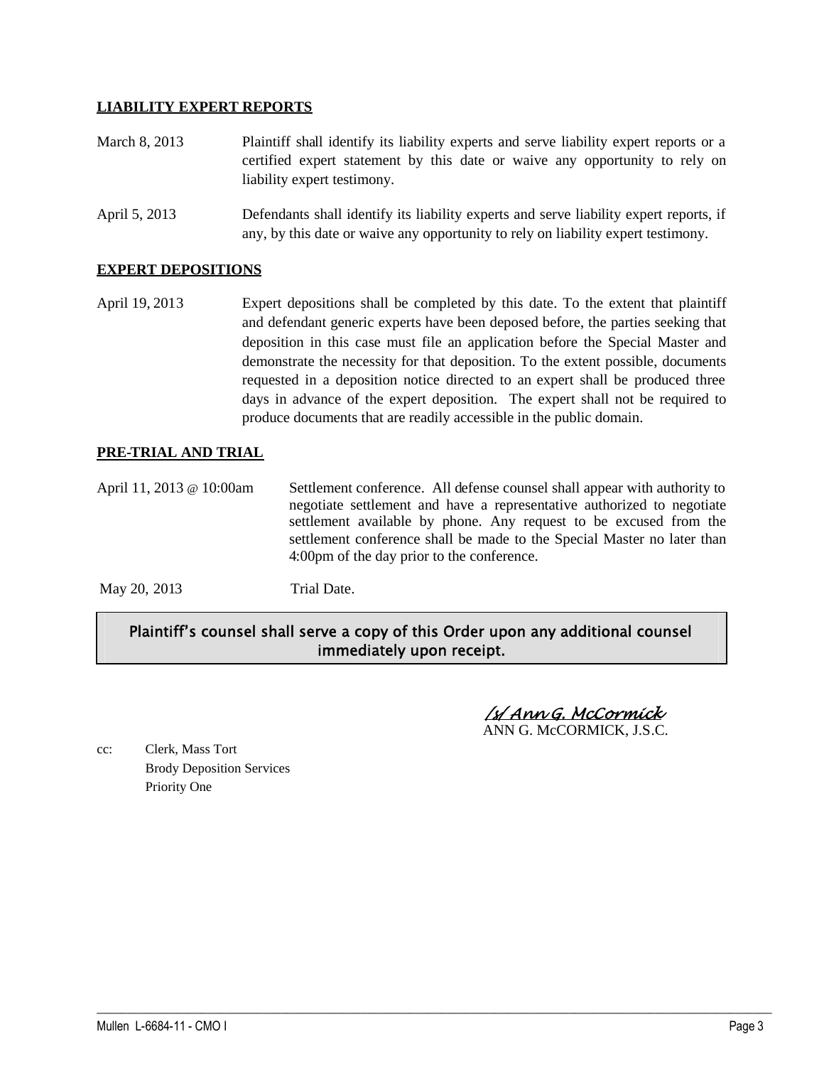**LIABILITY EXPERT REPORTS**

| | |
|---|---|
| March 8, 2013 | Plaintiff shall identify its liability experts and serve liability expert reports or a certified expert statement by this date or waive any opportunity to rely on liability expert testimony. |
| April 5, 2013 | Defendants shall identify its liability experts and serve liability expert reports, if any, by this date or waive any opportunity to rely on liability expert testimony. |

**EXPERT DEPOSITIONS**

| | |
|---|---|
| April 19, 2013 | Expert depositions shall be completed by this date. To the extent that plaintiff and defendant generic experts have been deposed before, the parties seeking that deposition in this case must file an application before the Special Master and demonstrate the necessity for that deposition. To the extent possible, documents requested in a deposition notice directed to an expert shall be produced three days in advance of the expert deposition. The expert shall not be required to produce documents that are readily accessible in the public domain. |

**PRE-TRIAL AND TRIAL**

| | |
|---|---|
| April 11, 2013 @ 10:00am | Settlement conference. All defense counsel shall appear with authority to negotiate settlement and have a representative authorized to negotiate settlement available by phone. Any request to be excused from the settlement conference shall be made to the Special Master no later than 4:00pm of the day prior to the conference. |
| May 20, 2013 | Trial Date. |

**Plaintiff's counsel shall serve a copy of this Order upon any additional counsel immediately upon receipt.**

/s/ Ann G. McCormick
ANN G. McCORMICK, J.S.C.

cc: Clerk, Mass Tort
Brody Deposition Services
Priority One